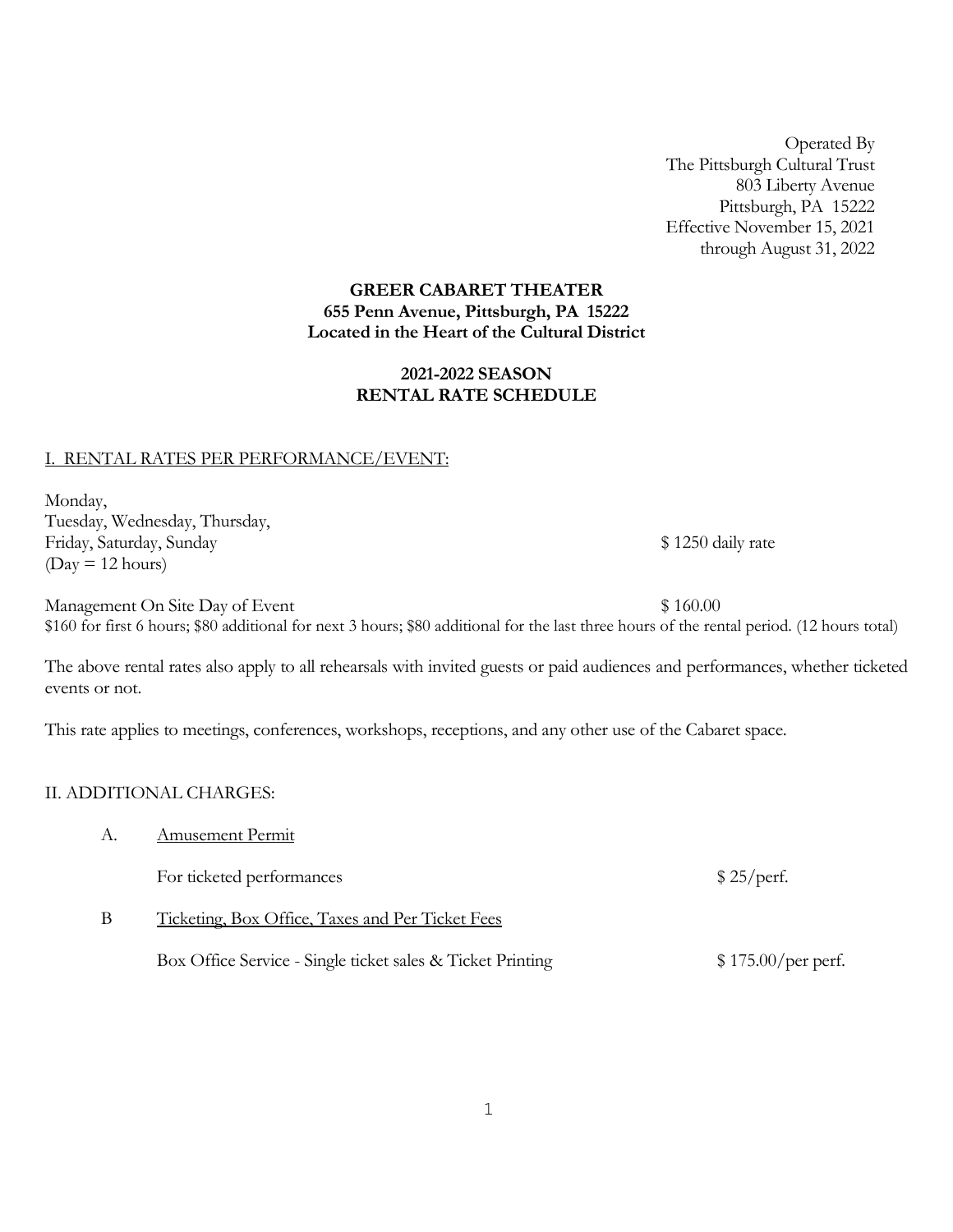Operated By
The Pittsburgh Cultural Trust
803 Liberty Avenue
Pittsburgh, PA 15222
Effective November 15, 2021
through August 31, 2022

**GREER CABARET THEATER**
**655 Penn Avenue, Pittsburgh, PA 15222**
**Located in the Heart of the Cultural District**

**2021-2022 SEASON**
**RENTAL RATE SCHEDULE**

I. RENTAL RATES PER PERFORMANCE/EVENT:

Monday,
Tuesday, Wednesday, Thursday,
Friday, Saturday, Sunday — $ 1250 daily rate
(Day = 12 hours)

Management On Site Day of Event — $ 160.00
$160 for first 6 hours; $80 additional for next 3 hours; $80 additional for the last three hours of the rental period. (12 hours total)

The above rental rates also apply to all rehearsals with invited guests or paid audiences and performances, whether ticketed events or not.

This rate applies to meetings, conferences, workshops, receptions, and any other use of the Cabaret space.

II. ADDITIONAL CHARGES:

A. Amusement Permit

For ticketed performances — $ 25/perf.

B Ticketing, Box Office, Taxes and Per Ticket Fees

Box Office Service - Single ticket sales & Ticket Printing — $ 175.00/per perf.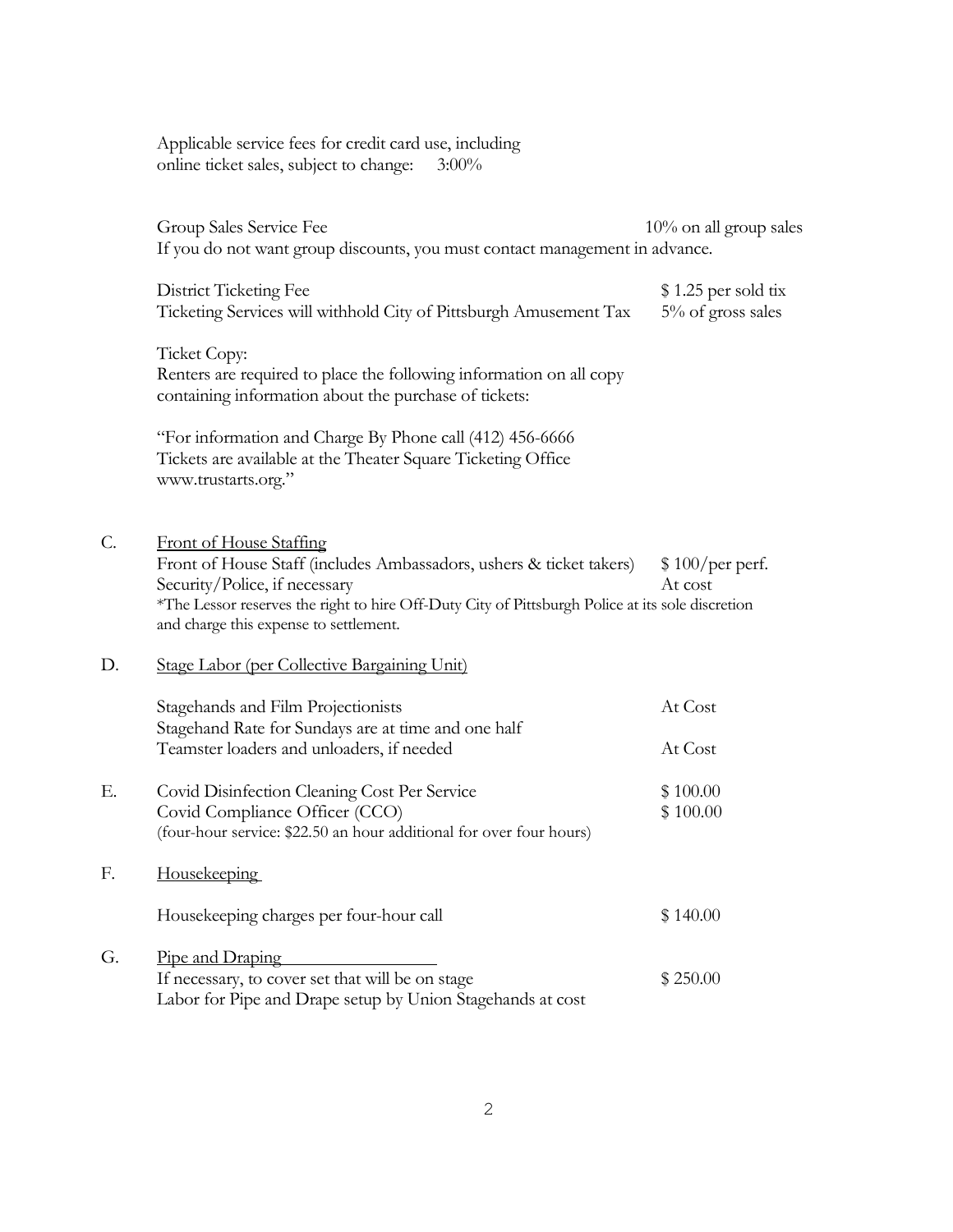Applicable service fees for credit card use, including online ticket sales, subject to change: 3:00%

| | |
|---|---|
| Group Sales Service Fee | 10% on all group sales |

If you do not want group discounts, you must contact management in advance.

| | |
|---|---|
| District Ticketing Fee | $ 1.25 per sold tix |
| Ticketing Services will withhold City of Pittsburgh Amusement Tax | 5% of gross sales |

Ticket Copy:
Renters are required to place the following information on all copy containing information about the purchase of tickets:

"For information and Charge By Phone call (412) 456-6666
Tickets are available at the Theater Square Ticketing Office
www.trustarts.org."

C. Front of House Staffing

| | |
|---|---|
| Front of House Staff (includes Ambassadors, ushers & ticket takers) | $ 100/per perf. |
| Security/Police, if necessary | At cost |

*The Lessor reserves the right to hire Off-Duty City of Pittsburgh Police at its sole discretion and charge this expense to settlement.

D. Stage Labor (per Collective Bargaining Unit)

| | |
|---|---|
| Stagehands and Film Projectionists | At Cost |
| Stagehand Rate for Sundays are at time and one half | |
| Teamster loaders and unloaders, if needed | At Cost |

E.

| | |
|---|---|
| Covid Disinfection Cleaning Cost Per Service | $ 100.00 |
| Covid Compliance Officer (CCO) | $ 100.00 |

(four-hour service: $22.50 an hour additional for over four hours)

F. Housekeeping

| | |
|---|---|
| Housekeeping charges per four-hour call | $ 140.00 |

G. Pipe and Draping

| | |
|---|---|
| If necessary, to cover set that will be on stage | $ 250.00 |

Labor for Pipe and Drape setup by Union Stagehands at cost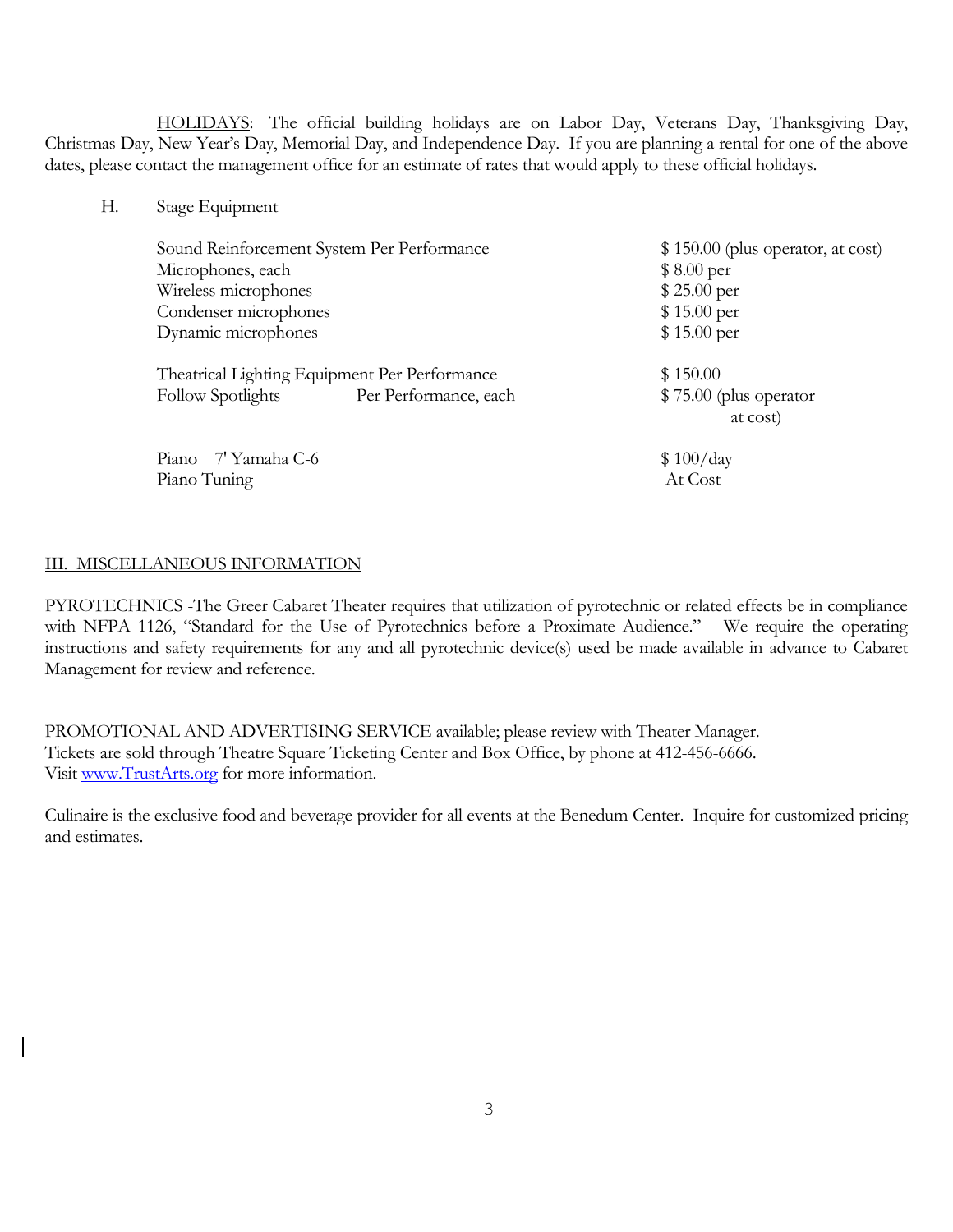HOLIDAYS: The official building holidays are on Labor Day, Veterans Day, Thanksgiving Day, Christmas Day, New Year's Day, Memorial Day, and Independence Day. If you are planning a rental for one of the above dates, please contact the management office for an estimate of rates that would apply to these official holidays.

H. Stage Equipment

| | | |
|---|---|---|
| Sound Reinforcement System Per Performance | | $ 150.00 (plus operator, at cost) |
| Microphones, each | | $ 8.00 per |
| Wireless microphones | | $ 25.00 per |
| Condenser microphones | | $ 15.00 per |
| Dynamic microphones | | $ 15.00 per |
| Theatrical Lighting Equipment Per Performance | | $ 150.00 |
| Follow Spotlights | Per Performance, each | $ 75.00 (plus operator at cost) |
| Piano 7' Yamaha C-6 | | $ 100/day |
| Piano Tuning | | At Cost |

## III. MISCELLANEOUS INFORMATION

PYROTECHNICS -The Greer Cabaret Theater requires that utilization of pyrotechnic or related effects be in compliance with NFPA 1126, "Standard for the Use of Pyrotechnics before a Proximate Audience." We require the operating instructions and safety requirements for any and all pyrotechnic device(s) used be made available in advance to Cabaret Management for review and reference.

PROMOTIONAL AND ADVERTISING SERVICE available; please review with Theater Manager.
Tickets are sold through Theatre Square Ticketing Center and Box Office, by phone at 412-456-6666.
Visit www.TrustArts.org for more information.

Culinaire is the exclusive food and beverage provider for all events at the Benedum Center. Inquire for customized pricing and estimates.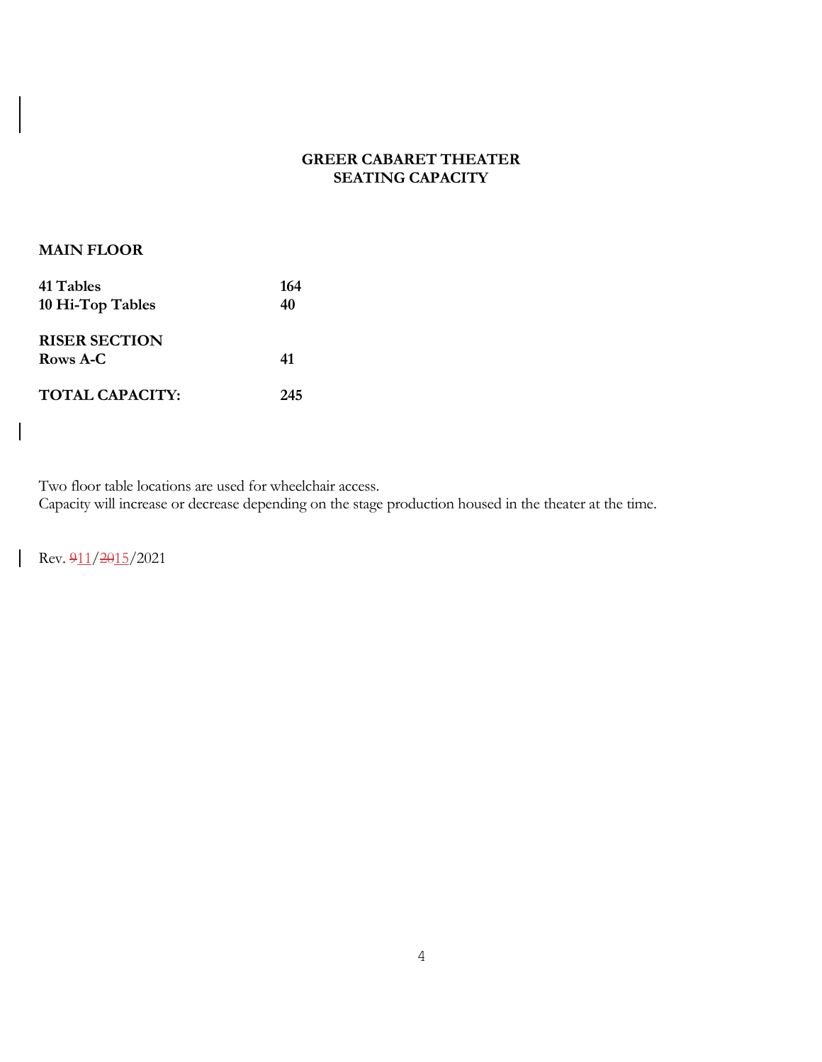# GREER CABARET THEATER
# SEATING CAPACITY

**MAIN FLOOR**

| | |
|---|---|
| **41 Tables** | **164** |
| **10 Hi-Top Tables** | **40** |
| **RISER SECTION** | |
| **Rows A-C** | **41** |
| **TOTAL CAPACITY:** | **245** |

Two floor table locations are used for wheelchair access.
Capacity will increase or decrease depending on the stage production housed in the theater at the time.

Rev. ~~9~~11/~~20~~15/2021